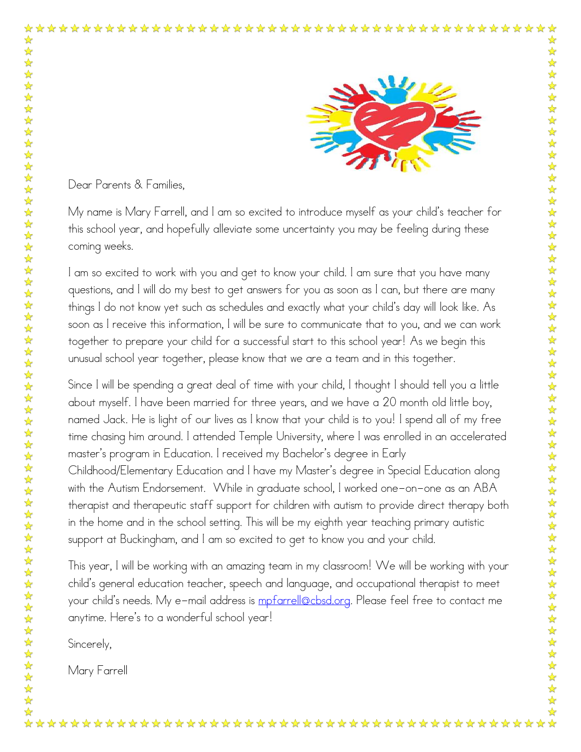Dear Parents & Families,

My name is Mary Farrell, and I am so excited to introduce myself as your child's teacher for this school year, and hopefully alleviate some uncertainty you may be feeling during these coming weeks.

I am so excited to work with you and get to know your child. I am sure that you have many questions, and I will do my best to get answers for you as soon as I can, but there are many things I do not know yet such as schedules and exactly what your child's day will look like. As soon as I receive this information, I will be sure to communicate that to you, and we can work together to prepare your child for a successful start to this school year! As we begin this unusual school year together, please know that we are a team and in this together.

Since I will be spending a great deal of time with your child, I thought I should tell you a little about myself. I have been married for three years, and we have a 20 month old little boy, named Jack. He is light of our lives as I know that your child is to you! I spend all of my free time chasing him around. I attended Temple University, where I was enrolled in an accelerated master's program in Education. I received my Bachelor's degree in Early Childhood/Elementary Education and I have my Master's degree in Special Education along with the Autism Endorsement. While in graduate school, I worked one-on-one as an ABA therapist and therapeutic staff support for children with autism to provide direct therapy both in the home and in the school setting. This will be my eighth year teaching primary autistic support at Buckingham, and I am so excited to get to know you and your child.

This year, I will be working with an amazing team in my classroom! We will be working with your child's general education teacher, speech and language, and occupational therapist to meet your child's needs. My e-mail address is [mpfarrell@cbsd.org](mailto:mpfarrell@cbsd.org). Please feel free to contact me anytime. Here's to a wonderful school year!

Sincerely,

Mary Farrell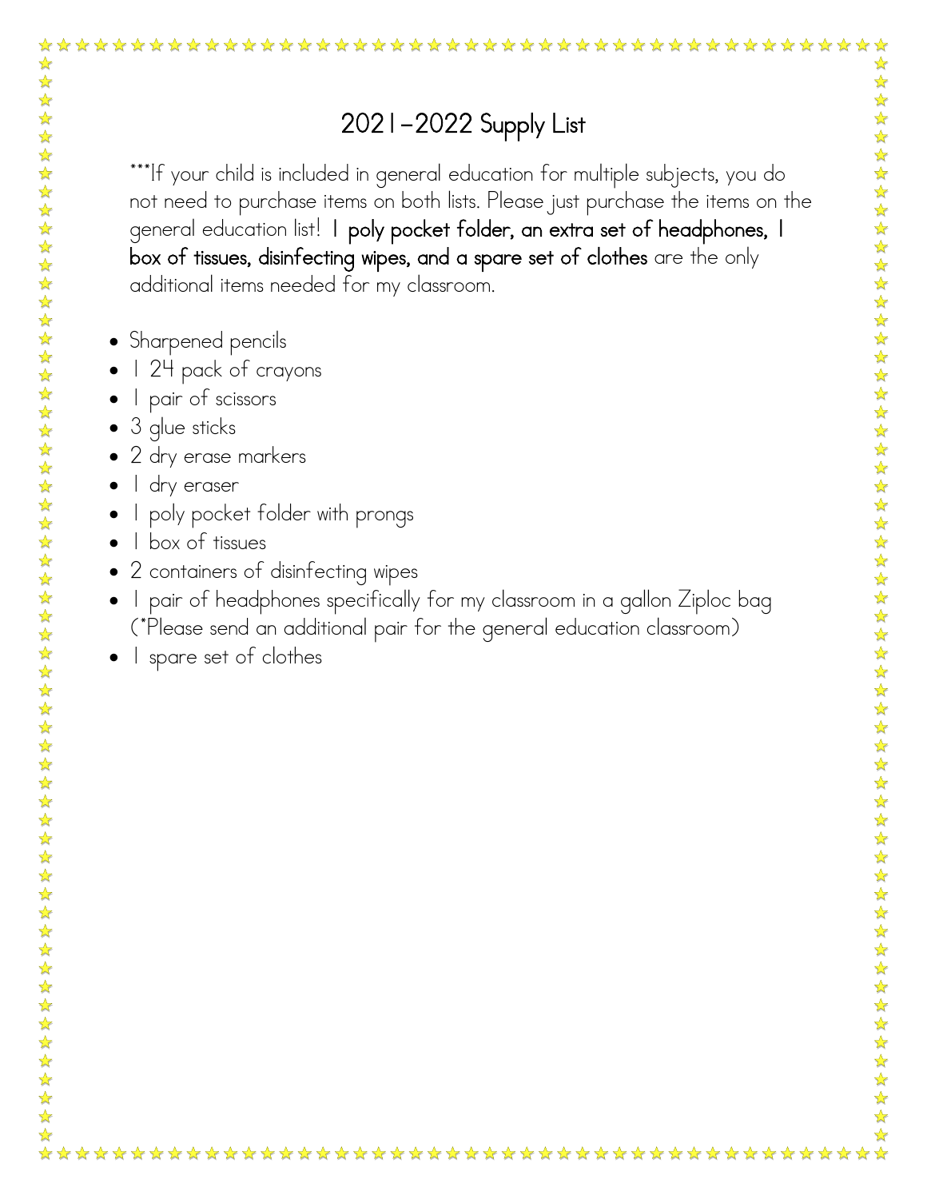# 2021–2022 Supply List

***If your child is included in general education for multiple subjects, you do not need to purchase items on both lists. Please just purchase the items on the general education list! **1 poly pocket folder, an extra set of headphones, 1 box of tissues, disinfecting wipes, and a spare set of clothes** are the only additional items needed for my classroom.

- Sharpened pencils
- 1 24 pack of crayons
- 1 pair of scissors
- 3 glue sticks
- 2 dry erase markers
- 1 dry eraser
- 1 poly pocket folder with prongs
- 1 box of tissues
- 2 containers of disinfecting wipes
- 1 pair of headphones specifically for my classroom in a gallon Ziploc bag (*Please send an additional pair for the general education classroom)
- 1 spare set of clothes